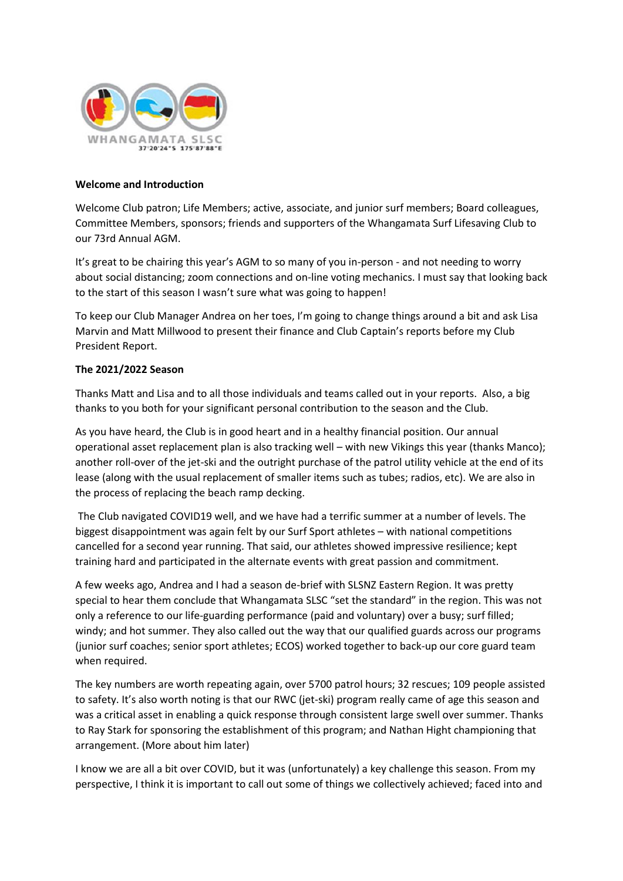**Welcome and Introduction**

Welcome Club patron; Life Members; active, associate, and junior surf members; Board colleagues, Committee Members, sponsors; friends and supporters of the Whangamata Surf Lifesaving Club to our 73rd Annual AGM.

It's great to be chairing this year's AGM to so many of you in-person - and not needing to worry about social distancing; zoom connections and on-line voting mechanics. I must say that looking back to the start of this season I wasn't sure what was going to happen!

To keep our Club Manager Andrea on her toes, I'm going to change things around a bit and ask Lisa Marvin and Matt Millwood to present their finance and Club Captain's reports before my Club President Report.

**The 2021/2022 Season**

Thanks Matt and Lisa and to all those individuals and teams called out in your reports. Also, a big thanks to you both for your significant personal contribution to the season and the Club.

As you have heard, the Club is in good heart and in a healthy financial position. Our annual operational asset replacement plan is also tracking well – with new Vikings this year (thanks Manco); another roll-over of the jet-ski and the outright purchase of the patrol utility vehicle at the end of its lease (along with the usual replacement of smaller items such as tubes; radios, etc). We are also in the process of replacing the beach ramp decking.

The Club navigated COVID19 well, and we have had a terrific summer at a number of levels. The biggest disappointment was again felt by our Surf Sport athletes – with national competitions cancelled for a second year running. That said, our athletes showed impressive resilience; kept training hard and participated in the alternate events with great passion and commitment.

A few weeks ago, Andrea and I had a season de-brief with SLSNZ Eastern Region. It was pretty special to hear them conclude that Whangamata SLSC "set the standard" in the region. This was not only a reference to our life-guarding performance (paid and voluntary) over a busy; surf filled; windy; and hot summer. They also called out the way that our qualified guards across our programs (junior surf coaches; senior sport athletes; ECOS) worked together to back-up our core guard team when required.

The key numbers are worth repeating again, over 5700 patrol hours; 32 rescues; 109 people assisted to safety. It's also worth noting is that our RWC (jet-ski) program really came of age this season and was a critical asset in enabling a quick response through consistent large swell over summer. Thanks to Ray Stark for sponsoring the establishment of this program; and Nathan Hight championing that arrangement. (More about him later)

I know we are all a bit over COVID, but it was (unfortunately) a key challenge this season. From my perspective, I think it is important to call out some of things we collectively achieved; faced into and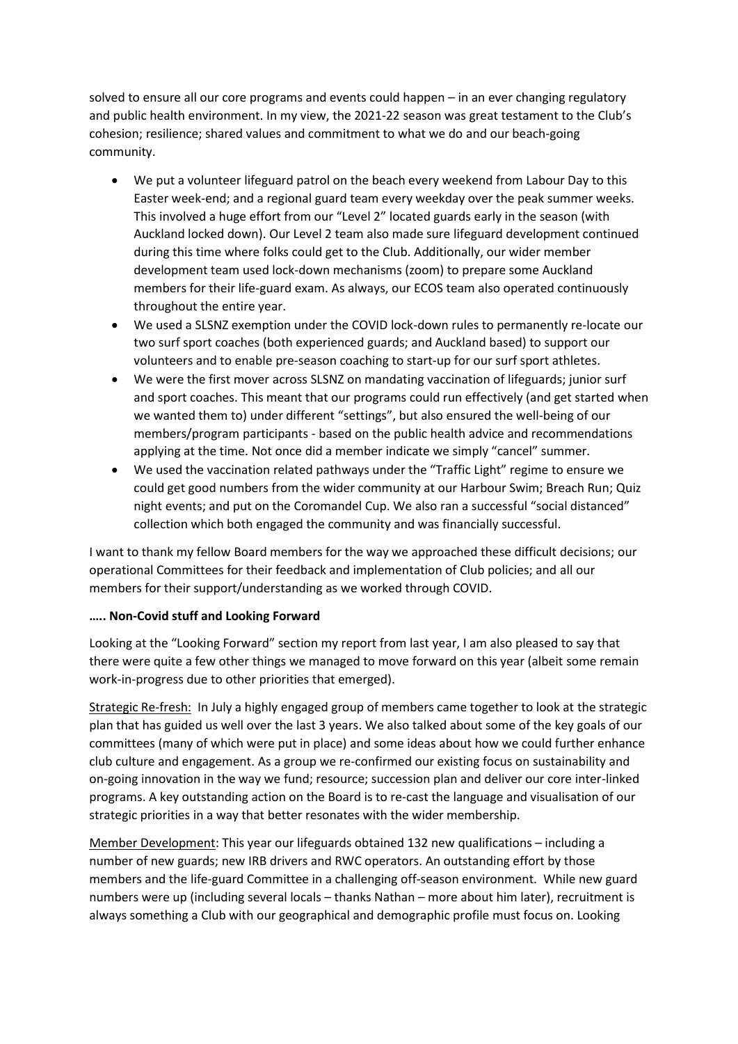solved to ensure all our core programs and events could happen – in an ever changing regulatory and public health environment. In my view, the 2021-22 season was great testament to the Club's cohesion; resilience; shared values and commitment to what we do and our beach-going community.

- We put a volunteer lifeguard patrol on the beach every weekend from Labour Day to this Easter week-end; and a regional guard team every weekday over the peak summer weeks. This involved a huge effort from our "Level 2" located guards early in the season (with Auckland locked down). Our Level 2 team also made sure lifeguard development continued during this time where folks could get to the Club. Additionally, our wider member development team used lock-down mechanisms (zoom) to prepare some Auckland members for their life-guard exam. As always, our ECOS team also operated continuously throughout the entire year.
- We used a SLSNZ exemption under the COVID lock-down rules to permanently re-locate our two surf sport coaches (both experienced guards; and Auckland based) to support our volunteers and to enable pre-season coaching to start-up for our surf sport athletes.
- We were the first mover across SLSNZ on mandating vaccination of lifeguards; junior surf and sport coaches. This meant that our programs could run effectively (and get started when we wanted them to) under different "settings", but also ensured the well-being of our members/program participants - based on the public health advice and recommendations applying at the time. Not once did a member indicate we simply "cancel" summer.
- We used the vaccination related pathways under the "Traffic Light" regime to ensure we could get good numbers from the wider community at our Harbour Swim; Breach Run; Quiz night events; and put on the Coromandel Cup. We also ran a successful "social distanced" collection which both engaged the community and was financially successful.

I want to thank my fellow Board members for the way we approached these difficult decisions; our operational Committees for their feedback and implementation of Club policies; and all our members for their support/understanding as we worked through COVID.

**….. Non-Covid stuff and Looking Forward**

Looking at the "Looking Forward" section my report from last year, I am also pleased to say that there were quite a few other things we managed to move forward on this year (albeit some remain work-in-progress due to other priorities that emerged).

<u>Strategic Re-fresh:</u> In July a highly engaged group of members came together to look at the strategic plan that has guided us well over the last 3 years. We also talked about some of the key goals of our committees (many of which were put in place) and some ideas about how we could further enhance club culture and engagement. As a group we re-confirmed our existing focus on sustainability and on-going innovation in the way we fund; resource; succession plan and deliver our core inter-linked programs. A key outstanding action on the Board is to re-cast the language and visualisation of our strategic priorities in a way that better resonates with the wider membership.

<u>Member Development</u>: This year our lifeguards obtained 132 new qualifications – including a number of new guards; new IRB drivers and RWC operators. An outstanding effort by those members and the life-guard Committee in a challenging off-season environment. While new guard numbers were up (including several locals – thanks Nathan – more about him later), recruitment is always something a Club with our geographical and demographic profile must focus on. Looking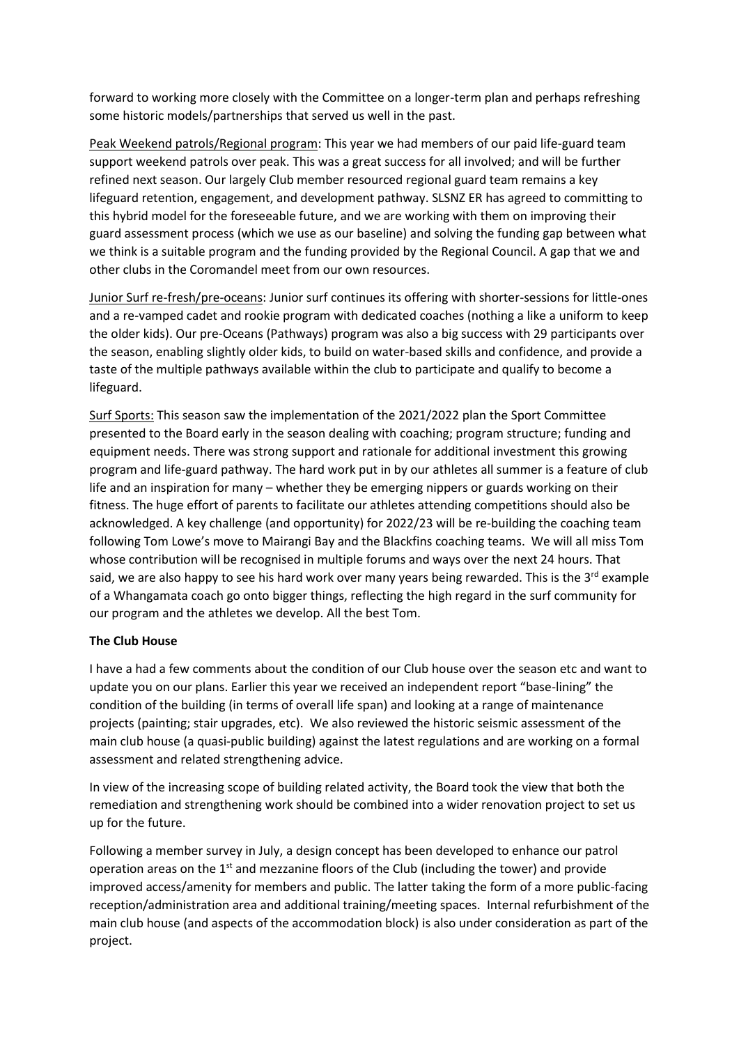forward to working more closely with the Committee on a longer-term plan and perhaps refreshing some historic models/partnerships that served us well in the past.

Peak Weekend patrols/Regional program: This year we had members of our paid life-guard team support weekend patrols over peak. This was a great success for all involved; and will be further refined next season. Our largely Club member resourced regional guard team remains a key lifeguard retention, engagement, and development pathway. SLSNZ ER has agreed to committing to this hybrid model for the foreseeable future, and we are working with them on improving their guard assessment process (which we use as our baseline) and solving the funding gap between what we think is a suitable program and the funding provided by the Regional Council. A gap that we and other clubs in the Coromandel meet from our own resources.

Junior Surf re-fresh/pre-oceans: Junior surf continues its offering with shorter-sessions for little-ones and a re-vamped cadet and rookie program with dedicated coaches (nothing a like a uniform to keep the older kids). Our pre-Oceans (Pathways) program was also a big success with 29 participants over the season, enabling slightly older kids, to build on water-based skills and confidence, and provide a taste of the multiple pathways available within the club to participate and qualify to become a lifeguard.

Surf Sports: This season saw the implementation of the 2021/2022 plan the Sport Committee presented to the Board early in the season dealing with coaching; program structure; funding and equipment needs. There was strong support and rationale for additional investment this growing program and life-guard pathway. The hard work put in by our athletes all summer is a feature of club life and an inspiration for many – whether they be emerging nippers or guards working on their fitness. The huge effort of parents to facilitate our athletes attending competitions should also be acknowledged. A key challenge (and opportunity) for 2022/23 will be re-building the coaching team following Tom Lowe's move to Mairangi Bay and the Blackfins coaching teams. We will all miss Tom whose contribution will be recognised in multiple forums and ways over the next 24 hours. That said, we are also happy to see his hard work over many years being rewarded. This is the 3rd example of a Whangamata coach go onto bigger things, reflecting the high regard in the surf community for our program and the athletes we develop. All the best Tom.

**The Club House**

I have a had a few comments about the condition of our Club house over the season etc and want to update you on our plans. Earlier this year we received an independent report "base-lining" the condition of the building (in terms of overall life span) and looking at a range of maintenance projects (painting; stair upgrades, etc). We also reviewed the historic seismic assessment of the main club house (a quasi-public building) against the latest regulations and are working on a formal assessment and related strengthening advice.

In view of the increasing scope of building related activity, the Board took the view that both the remediation and strengthening work should be combined into a wider renovation project to set us up for the future.

Following a member survey in July, a design concept has been developed to enhance our patrol operation areas on the 1st and mezzanine floors of the Club (including the tower) and provide improved access/amenity for members and public. The latter taking the form of a more public-facing reception/administration area and additional training/meeting spaces. Internal refurbishment of the main club house (and aspects of the accommodation block) is also under consideration as part of the project.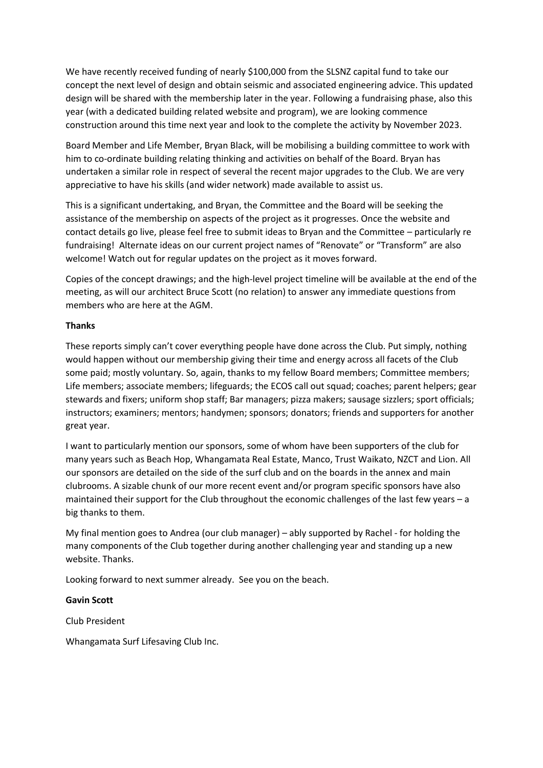We have recently received funding of nearly $100,000 from the SLSNZ capital fund to take our concept the next level of design and obtain seismic and associated engineering advice. This updated design will be shared with the membership later in the year. Following a fundraising phase, also this year (with a dedicated building related website and program), we are looking commence construction around this time next year and look to the complete the activity by November 2023.

Board Member and Life Member, Bryan Black, will be mobilising a building committee to work with him to co-ordinate building relating thinking and activities on behalf of the Board. Bryan has undertaken a similar role in respect of several the recent major upgrades to the Club. We are very appreciative to have his skills (and wider network) made available to assist us.

This is a significant undertaking, and Bryan, the Committee and the Board will be seeking the assistance of the membership on aspects of the project as it progresses. Once the website and contact details go live, please feel free to submit ideas to Bryan and the Committee – particularly re fundraising! Alternate ideas on our current project names of "Renovate" or "Transform" are also welcome! Watch out for regular updates on the project as it moves forward.

Copies of the concept drawings; and the high-level project timeline will be available at the end of the meeting, as will our architect Bruce Scott (no relation) to answer any immediate questions from members who are here at the AGM.

**Thanks**

These reports simply can't cover everything people have done across the Club. Put simply, nothing would happen without our membership giving their time and energy across all facets of the Club some paid; mostly voluntary. So, again, thanks to my fellow Board members; Committee members; Life members; associate members; lifeguards; the ECOS call out squad; coaches; parent helpers; gear stewards and fixers; uniform shop staff; Bar managers; pizza makers; sausage sizzlers; sport officials; instructors; examiners; mentors; handymen; sponsors; donators; friends and supporters for another great year.

I want to particularly mention our sponsors, some of whom have been supporters of the club for many years such as Beach Hop, Whangamata Real Estate, Manco, Trust Waikato, NZCT and Lion. All our sponsors are detailed on the side of the surf club and on the boards in the annex and main clubrooms. A sizable chunk of our more recent event and/or program specific sponsors have also maintained their support for the Club throughout the economic challenges of the last few years – a big thanks to them.

My final mention goes to Andrea (our club manager) – ably supported by Rachel - for holding the many components of the Club together during another challenging year and standing up a new website. Thanks.

Looking forward to next summer already. See you on the beach.

**Gavin Scott**

Club President

Whangamata Surf Lifesaving Club Inc.